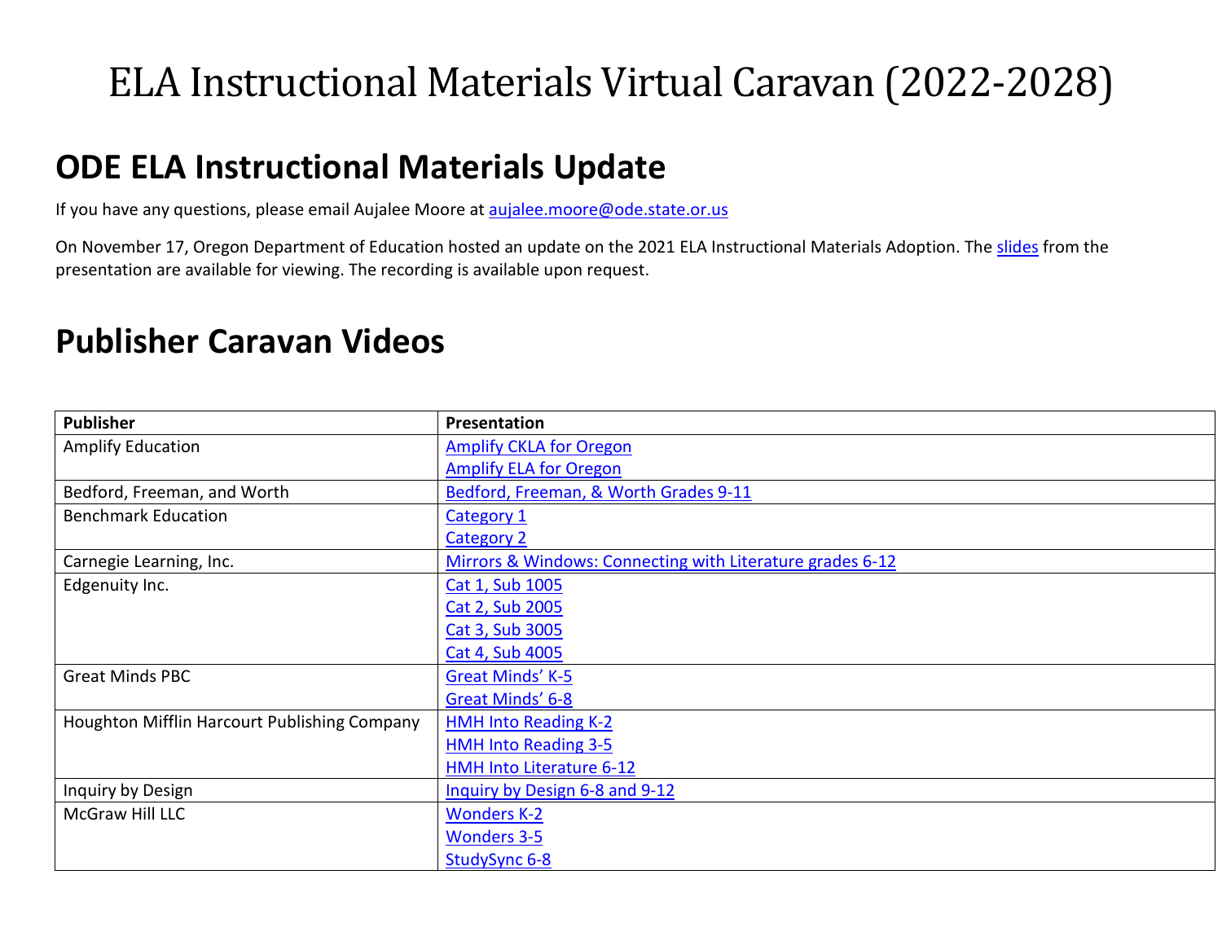# ELA Instructional Materials Virtual Caravan (2022-2028)

## ODE ELA Instructional Materials Update

If you have any questions, please email Aujalee Moore at aujalee.moore@ode.state.or.us

On November 17, Oregon Department of Education hosted an update on the 2021 ELA Instructional Materials Adoption. The slides from the presentation are available for viewing. The recording is available upon request.

## Publisher Caravan Videos

| Publisher | Presentation |
|---|---|
| Amplify Education | Amplify CKLA for Oregon<br>Amplify ELA for Oregon |
| Bedford, Freeman, and Worth | Bedford, Freeman, & Worth Grades 9-11 |
| Benchmark Education | Category 1<br>Category 2 |
| Carnegie Learning, Inc. | Mirrors & Windows: Connecting with Literature grades 6-12 |
| Edgenuity Inc. | Cat 1, Sub 1005<br>Cat 2, Sub 2005<br>Cat 3, Sub 3005<br>Cat 4, Sub 4005 |
| Great Minds PBC | Great Minds' K-5<br>Great Minds' 6-8 |
| Houghton Mifflin Harcourt Publishing Company | HMH Into Reading K-2<br>HMH Into Reading 3-5<br>HMH Into Literature 6-12 |
| Inquiry by Design | Inquiry by Design 6-8 and 9-12 |
| McGraw Hill LLC | Wonders K-2<br>Wonders 3-5<br>StudySync 6-8 |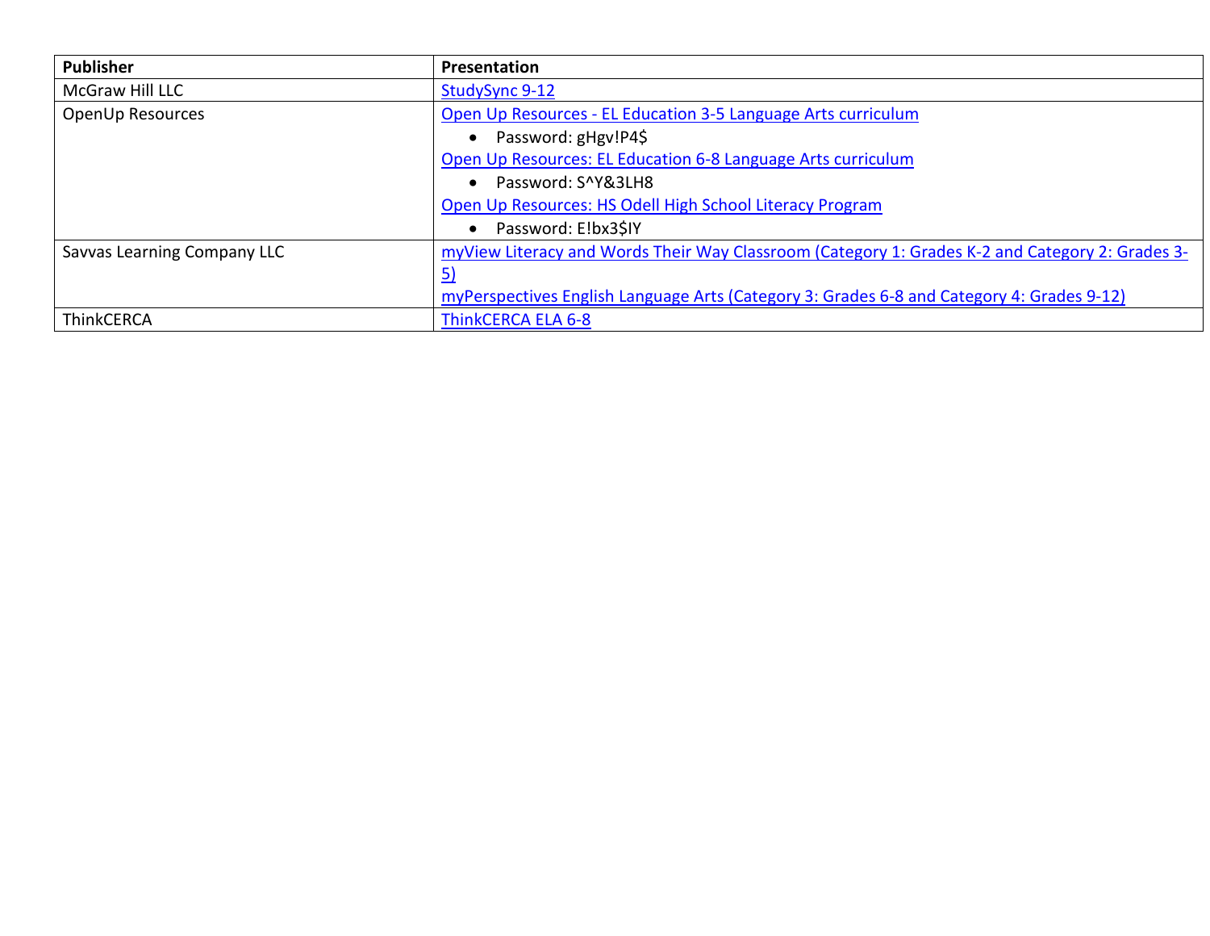| Publisher | Presentation |
| --- | --- |
| McGraw Hill LLC | StudySync 9-12 |
| OpenUp Resources | Open Up Resources - EL Education 3-5 Language Arts curriculum<br>• Password: gHgv!P4$<br>Open Up Resources: EL Education 6-8 Language Arts curriculum<br>• Password: S^Y&3LH8<br>Open Up Resources: HS Odell High School Literacy Program<br>• Password: E!bx3$IY |
| Savvas Learning Company LLC | myView Literacy and Words Their Way Classroom (Category 1: Grades K-2 and Category 2: Grades 3-5)<br>myPerspectives English Language Arts (Category 3: Grades 6-8 and Category 4: Grades 9-12) |
| ThinkCERCA | ThinkCERCA ELA 6-8 |